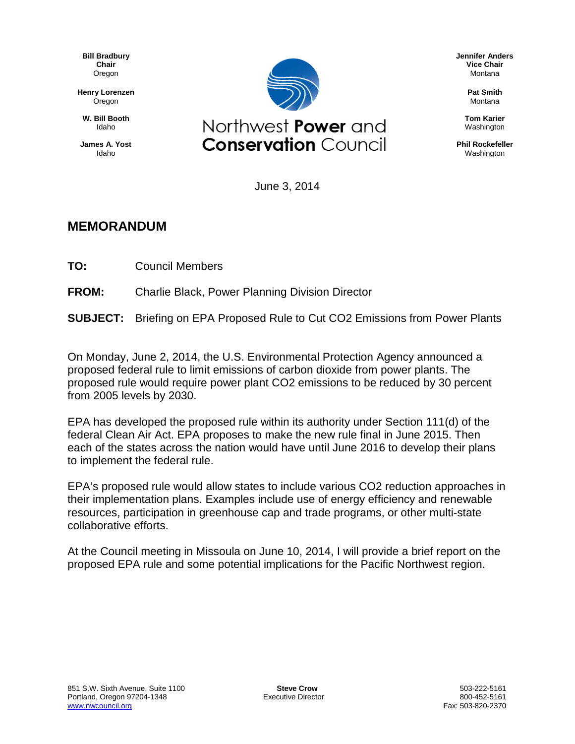**Bill Bradbury**
**Chair**
Oregon

**Henry Lorenzen**
Oregon

**W. Bill Booth**
Idaho

**James A. Yost**
Idaho

Northwest **Power** and **Conservation** Council

**Jennifer Anders**
**Vice Chair**
Montana

**Pat Smith**
Montana

**Tom Karier**
Washington

**Phil Rockefeller**
Washington

June 3, 2014

## MEMORANDUM

**TO:** Council Members

**FROM:** Charlie Black, Power Planning Division Director

**SUBJECT:** Briefing on EPA Proposed Rule to Cut CO2 Emissions from Power Plants

On Monday, June 2, 2014, the U.S. Environmental Protection Agency announced a proposed federal rule to limit emissions of carbon dioxide from power plants. The proposed rule would require power plant CO2 emissions to be reduced by 30 percent from 2005 levels by 2030.

EPA has developed the proposed rule within its authority under Section 111(d) of the federal Clean Air Act. EPA proposes to make the new rule final in June 2015. Then each of the states across the nation would have until June 2016 to develop their plans to implement the federal rule.

EPA's proposed rule would allow states to include various CO2 reduction approaches in their implementation plans. Examples include use of energy efficiency and renewable resources, participation in greenhouse cap and trade programs, or other multi-state collaborative efforts.

At the Council meeting in Missoula on June 10, 2014, I will provide a brief report on the proposed EPA rule and some potential implications for the Pacific Northwest region.

851 S.W. Sixth Avenue, Suite 1100
Portland, Oregon 97204-1348
www.nwcouncil.org

**Steve Crow**
Executive Director

503-222-5161
800-452-5161
Fax: 503-820-2370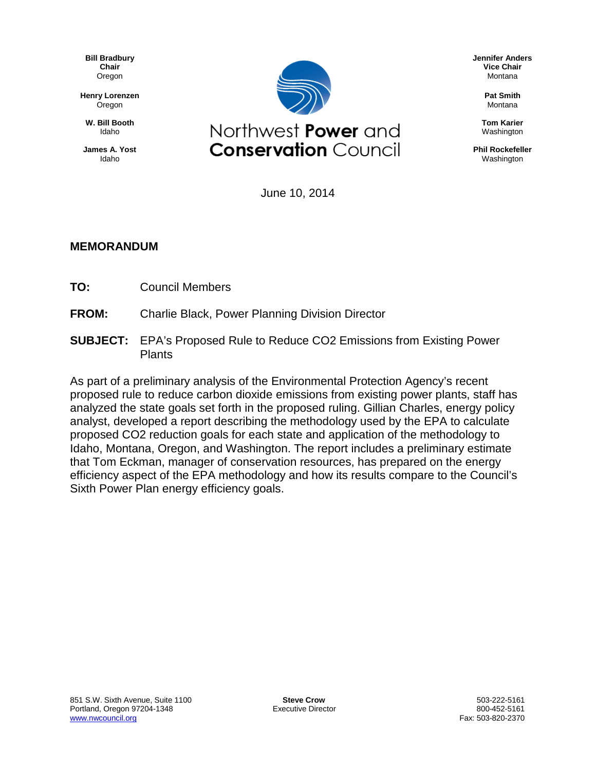**Bill Bradbury**
**Chair**
Oregon

**Henry Lorenzen**
Oregon

**W. Bill Booth**
Idaho

**James A. Yost**
Idaho

Northwest **Power** and
**Conservation** Council

**Jennifer Anders**
**Vice Chair**
Montana

**Pat Smith**
Montana

**Tom Karier**
Washington

**Phil Rockefeller**
Washington

June 10, 2014

## MEMORANDUM

**TO:** Council Members

**FROM:** Charlie Black, Power Planning Division Director

**SUBJECT:** EPA's Proposed Rule to Reduce CO2 Emissions from Existing Power Plants

As part of a preliminary analysis of the Environmental Protection Agency's recent proposed rule to reduce carbon dioxide emissions from existing power plants, staff has analyzed the state goals set forth in the proposed ruling. Gillian Charles, energy policy analyst, developed a report describing the methodology used by the EPA to calculate proposed CO2 reduction goals for each state and application of the methodology to Idaho, Montana, Oregon, and Washington. The report includes a preliminary estimate that Tom Eckman, manager of conservation resources, has prepared on the energy efficiency aspect of the EPA methodology and how its results compare to the Council's Sixth Power Plan energy efficiency goals.

851 S.W. Sixth Avenue, Suite 1100
Portland, Oregon 97204-1348
www.nwcouncil.org

**Steve Crow**
Executive Director

503-222-5161
800-452-5161
Fax: 503-820-2370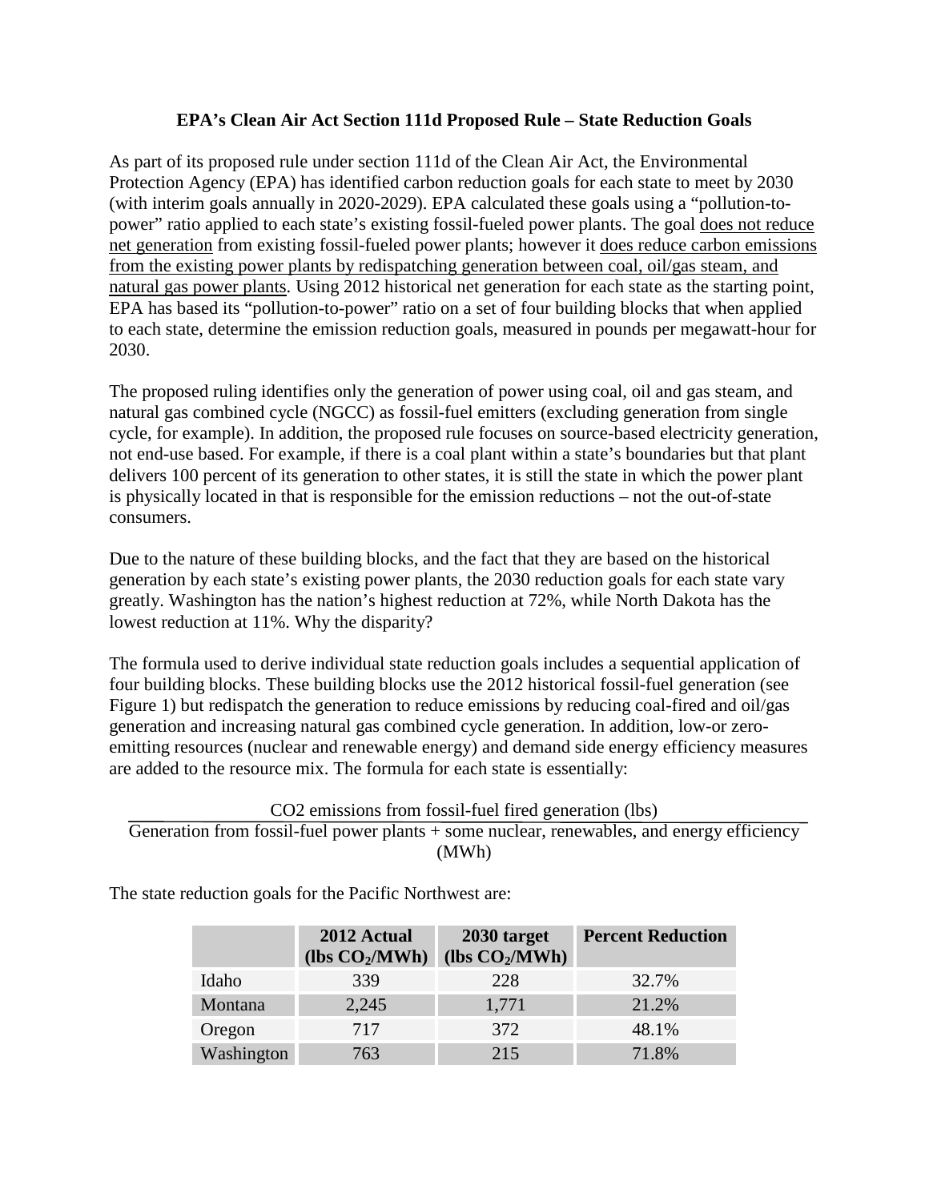**EPA's Clean Air Act Section 111d Proposed Rule – State Reduction Goals**

As part of its proposed rule under section 111d of the Clean Air Act, the Environmental Protection Agency (EPA) has identified carbon reduction goals for each state to meet by 2030 (with interim goals annually in 2020-2029). EPA calculated these goals using a "pollution-to-power" ratio applied to each state's existing fossil-fueled power plants. The goal does not reduce net generation from existing fossil-fueled power plants; however it does reduce carbon emissions from the existing power plants by redispatching generation between coal, oil/gas steam, and natural gas power plants. Using 2012 historical net generation for each state as the starting point, EPA has based its "pollution-to-power" ratio on a set of four building blocks that when applied to each state, determine the emission reduction goals, measured in pounds per megawatt-hour for 2030.

The proposed ruling identifies only the generation of power using coal, oil and gas steam, and natural gas combined cycle (NGCC) as fossil-fuel emitters (excluding generation from single cycle, for example). In addition, the proposed rule focuses on source-based electricity generation, not end-use based. For example, if there is a coal plant within a state's boundaries but that plant delivers 100 percent of its generation to other states, it is still the state in which the power plant is physically located in that is responsible for the emission reductions – not the out-of-state consumers.

Due to the nature of these building blocks, and the fact that they are based on the historical generation by each state's existing power plants, the 2030 reduction goals for each state vary greatly. Washington has the nation's highest reduction at 72%, while North Dakota has the lowest reduction at 11%. Why the disparity?

The formula used to derive individual state reduction goals includes a sequential application of four building blocks. These building blocks use the 2012 historical fossil-fuel generation (see Figure 1) but redispatch the generation to reduce emissions by reducing coal-fired and oil/gas generation and increasing natural gas combined cycle generation. In addition, low-or zero-emitting resources (nuclear and renewable energy) and demand side energy efficiency measures are added to the resource mix. The formula for each state is essentially:

$$\frac{\text{CO2 emissions from fossil-fuel fired generation (lbs)}}{\text{Generation from fossil-fuel power plants + some nuclear, renewables, and energy efficiency (MWh)}}$$

The state reduction goals for the Pacific Northwest are:

| | 2012 Actual (lbs $CO_2$/MWh) | 2030 target (lbs $CO_2$/MWh) | Percent Reduction |
|---|---|---|---|
| Idaho | 339 | 228 | 32.7% |
| Montana | 2,245 | 1,771 | 21.2% |
| Oregon | 717 | 372 | 48.1% |
| Washington | 763 | 215 | 71.8% |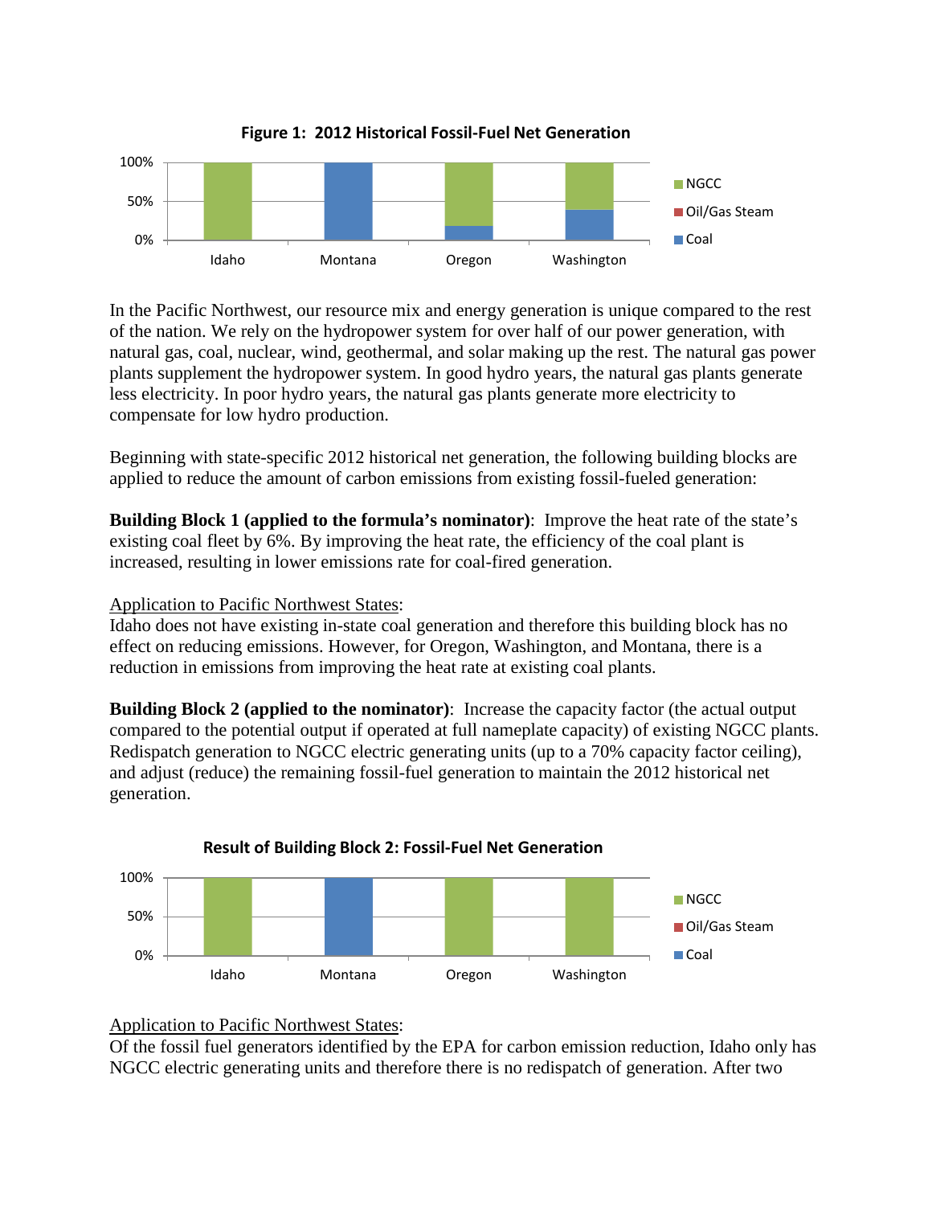**Figure 1: 2012 Historical Fossil-Fuel Net Generation**

In the Pacific Northwest, our resource mix and energy generation is unique compared to the rest of the nation. We rely on the hydropower system for over half of our power generation, with natural gas, coal, nuclear, wind, geothermal, and solar making up the rest. The natural gas power plants supplement the hydropower system. In good hydro years, the natural gas plants generate less electricity. In poor hydro years, the natural gas plants generate more electricity to compensate for low hydro production.

Beginning with state-specific 2012 historical net generation, the following building blocks are applied to reduce the amount of carbon emissions from existing fossil-fueled generation:

**Building Block 1 (applied to the formula's nominator)**: Improve the heat rate of the state's existing coal fleet by 6%. By improving the heat rate, the efficiency of the coal plant is increased, resulting in lower emissions rate for coal-fired generation.

Application to Pacific Northwest States:
Idaho does not have existing in-state coal generation and therefore this building block has no effect on reducing emissions. However, for Oregon, Washington, and Montana, there is a reduction in emissions from improving the heat rate at existing coal plants.

**Building Block 2 (applied to the nominator)**: Increase the capacity factor (the actual output compared to the potential output if operated at full nameplate capacity) of existing NGCC plants. Redispatch generation to NGCC electric generating units (up to a 70% capacity factor ceiling), and adjust (reduce) the remaining fossil-fuel generation to maintain the 2012 historical net generation.

**Result of Building Block 2: Fossil-Fuel Net Generation**

Application to Pacific Northwest States:
Of the fossil fuel generators identified by the EPA for carbon emission reduction, Idaho only has NGCC electric generating units and therefore there is no redispatch of generation. After two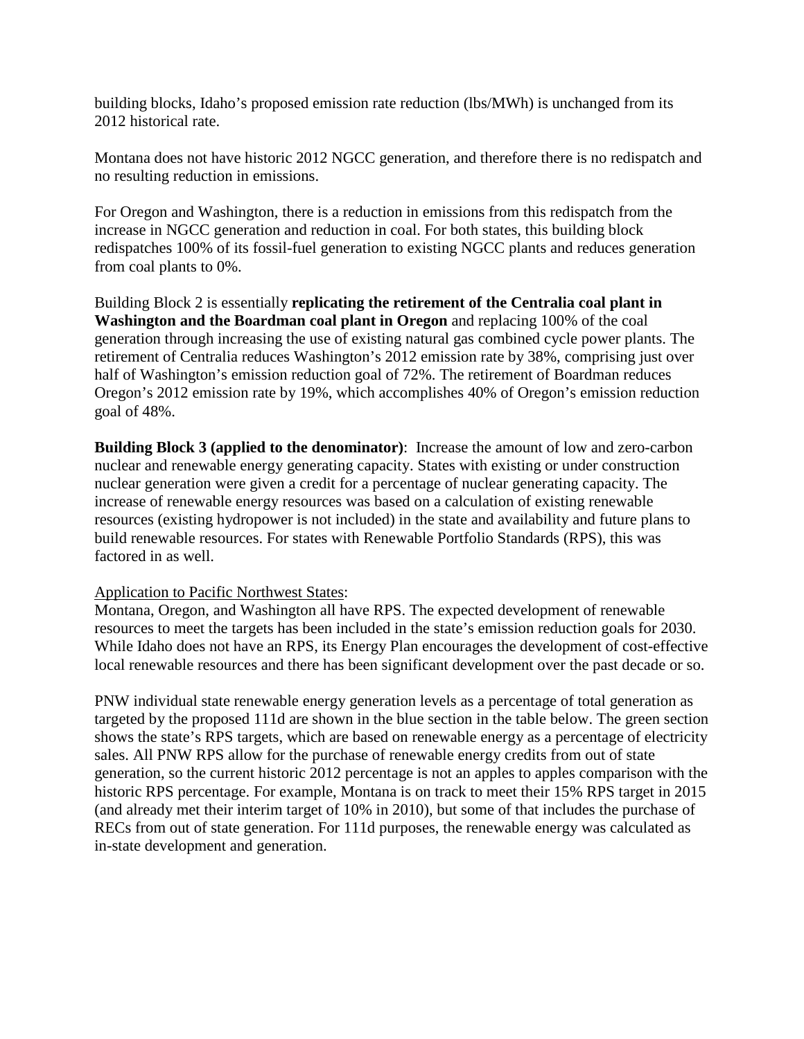building blocks, Idaho's proposed emission rate reduction (lbs/MWh) is unchanged from its 2012 historical rate.

Montana does not have historic 2012 NGCC generation, and therefore there is no redispatch and no resulting reduction in emissions.

For Oregon and Washington, there is a reduction in emissions from this redispatch from the increase in NGCC generation and reduction in coal. For both states, this building block redispatches 100% of its fossil-fuel generation to existing NGCC plants and reduces generation from coal plants to 0%.

Building Block 2 is essentially **replicating the retirement of the Centralia coal plant in Washington and the Boardman coal plant in Oregon** and replacing 100% of the coal generation through increasing the use of existing natural gas combined cycle power plants. The retirement of Centralia reduces Washington's 2012 emission rate by 38%, comprising just over half of Washington's emission reduction goal of 72%. The retirement of Boardman reduces Oregon's 2012 emission rate by 19%, which accomplishes 40% of Oregon's emission reduction goal of 48%.

**Building Block 3 (applied to the denominator)**: Increase the amount of low and zero-carbon nuclear and renewable energy generating capacity. States with existing or under construction nuclear generation were given a credit for a percentage of nuclear generating capacity. The increase of renewable energy resources was based on a calculation of existing renewable resources (existing hydropower is not included) in the state and availability and future plans to build renewable resources. For states with Renewable Portfolio Standards (RPS), this was factored in as well.

Application to Pacific Northwest States:

Montana, Oregon, and Washington all have RPS. The expected development of renewable resources to meet the targets has been included in the state's emission reduction goals for 2030. While Idaho does not have an RPS, its Energy Plan encourages the development of cost-effective local renewable resources and there has been significant development over the past decade or so.

PNW individual state renewable energy generation levels as a percentage of total generation as targeted by the proposed 111d are shown in the blue section in the table below. The green section shows the state's RPS targets, which are based on renewable energy as a percentage of electricity sales. All PNW RPS allow for the purchase of renewable energy credits from out of state generation, so the current historic 2012 percentage is not an apples to apples comparison with the historic RPS percentage. For example, Montana is on track to meet their 15% RPS target in 2015 (and already met their interim target of 10% in 2010), but some of that includes the purchase of RECs from out of state generation. For 111d purposes, the renewable energy was calculated as in-state development and generation.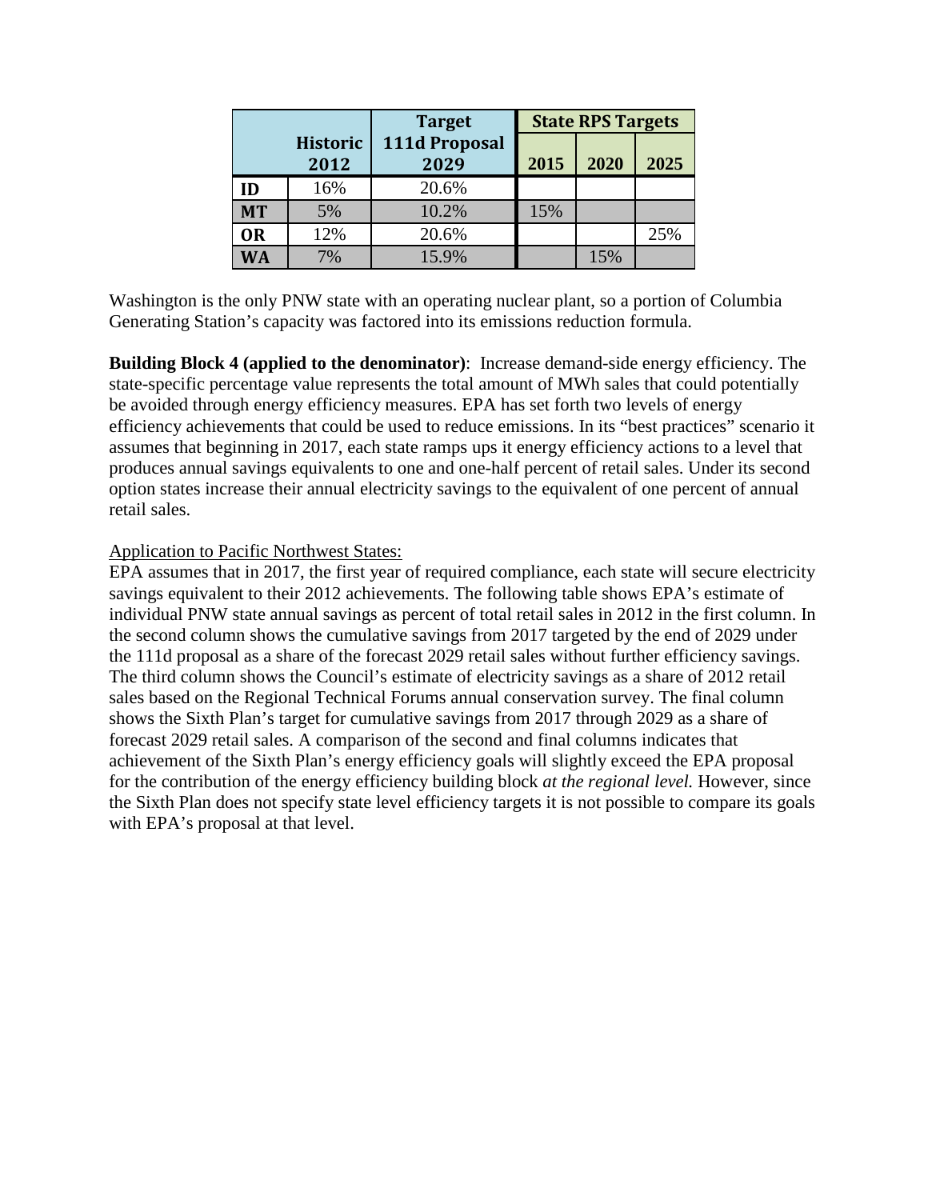| | Historic 2012 | Target 111d Proposal 2029 | State RPS Targets | | |
|---|---|---|---|---|---|
| | | | 2015 | 2020 | 2025 |
| ID | 16% | 20.6% | | | |
| MT | 5% | 10.2% | 15% | | |
| OR | 12% | 20.6% | | | 25% |
| WA | 7% | 15.9% | | 15% | |

Washington is the only PNW state with an operating nuclear plant, so a portion of Columbia Generating Station's capacity was factored into its emissions reduction formula.

**Building Block 4 (applied to the denominator)**: Increase demand-side energy efficiency. The state-specific percentage value represents the total amount of MWh sales that could potentially be avoided through energy efficiency measures. EPA has set forth two levels of energy efficiency achievements that could be used to reduce emissions. In its "best practices" scenario it assumes that beginning in 2017, each state ramps ups it energy efficiency actions to a level that produces annual savings equivalents to one and one-half percent of retail sales. Under its second option states increase their annual electricity savings to the equivalent of one percent of annual retail sales.

Application to Pacific Northwest States:

EPA assumes that in 2017, the first year of required compliance, each state will secure electricity savings equivalent to their 2012 achievements. The following table shows EPA's estimate of individual PNW state annual savings as percent of total retail sales in 2012 in the first column. In the second column shows the cumulative savings from 2017 targeted by the end of 2029 under the 111d proposal as a share of the forecast 2029 retail sales without further efficiency savings. The third column shows the Council's estimate of electricity savings as a share of 2012 retail sales based on the Regional Technical Forums annual conservation survey. The final column shows the Sixth Plan's target for cumulative savings from 2017 through 2029 as a share of forecast 2029 retail sales. A comparison of the second and final columns indicates that achievement of the Sixth Plan's energy efficiency goals will slightly exceed the EPA proposal for the contribution of the energy efficiency building block *at the regional level.* However, since the Sixth Plan does not specify state level efficiency targets it is not possible to compare its goals with EPA's proposal at that level.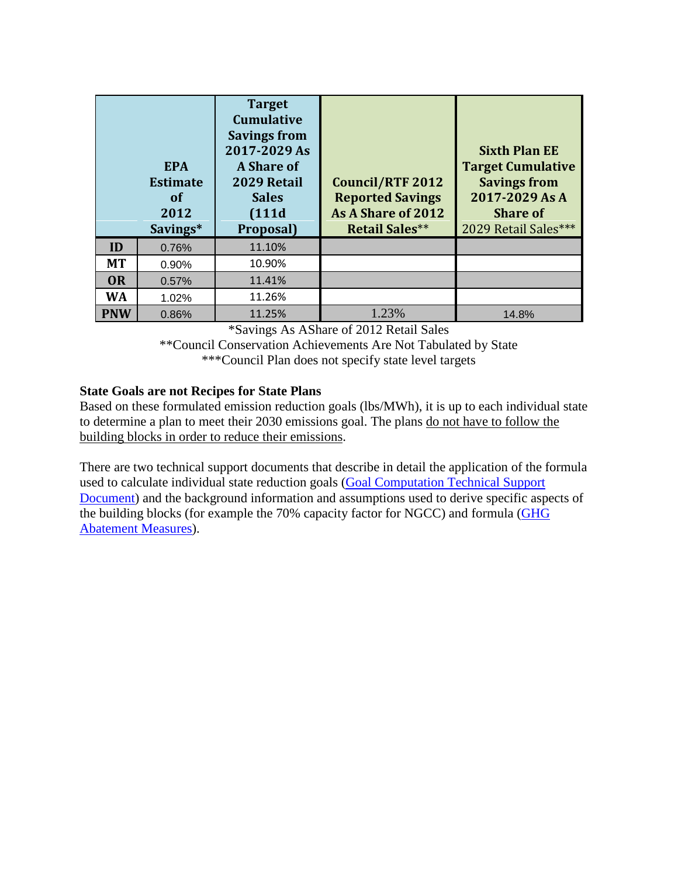| | EPA Estimate of 2012 Savings* | Target Cumulative Savings from 2017-2029 As A Share of 2029 Retail Sales (111d Proposal) | Council/RTF 2012 Reported Savings As A Share of 2012 Retail Sales** | Sixth Plan EE Target Cumulative Savings from 2017-2029 As A Share of 2029 Retail Sales*** |
|---|---|---|---|---|
| ID | 0.76% | 11.10% | | |
| MT | 0.90% | 10.90% | | |
| OR | 0.57% | 11.41% | | |
| WA | 1.02% | 11.26% | | |
| PNW | 0.86% | 11.25% | 1.23% | 14.8% |

*Savings As AShare of 2012 Retail Sales
**Council Conservation Achievements Are Not Tabulated by State
***Council Plan does not specify state level targets

**State Goals are not Recipes for State Plans**

Based on these formulated emission reduction goals (lbs/MWh), it is up to each individual state to determine a plan to meet their 2030 emissions goal. The plans do not have to follow the building blocks in order to reduce their emissions.

There are two technical support documents that describe in detail the application of the formula used to calculate individual state reduction goals (Goal Computation Technical Support Document) and the background information and assumptions used to derive specific aspects of the building blocks (for example the 70% capacity factor for NGCC) and formula (GHG Abatement Measures).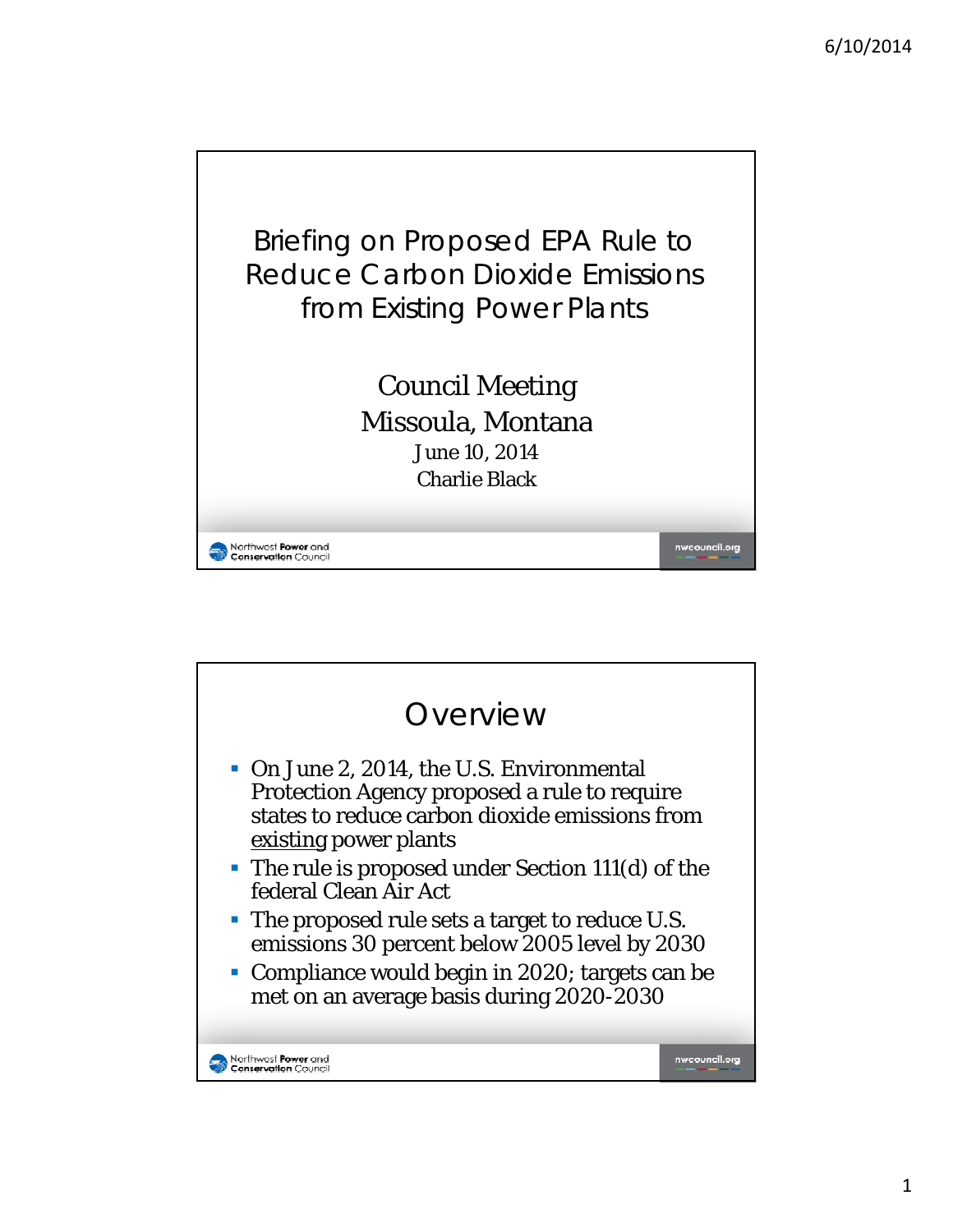# Briefing on Proposed EPA Rule to Reduce Carbon Dioxide Emissions from Existing Power Plants

Council Meeting
Missoula, Montana
June 10, 2014
Charlie Black

## Overview

- On June 2, 2014, the U.S. Environmental Protection Agency proposed a rule to require states to reduce carbon dioxide emissions from existing power plants
- The rule is proposed under Section 111(d) of the federal Clean Air Act
- The proposed rule sets a target to reduce U.S. emissions 30 percent below 2005 level by 2030
- Compliance would begin in 2020; targets can be met on an average basis during 2020-2030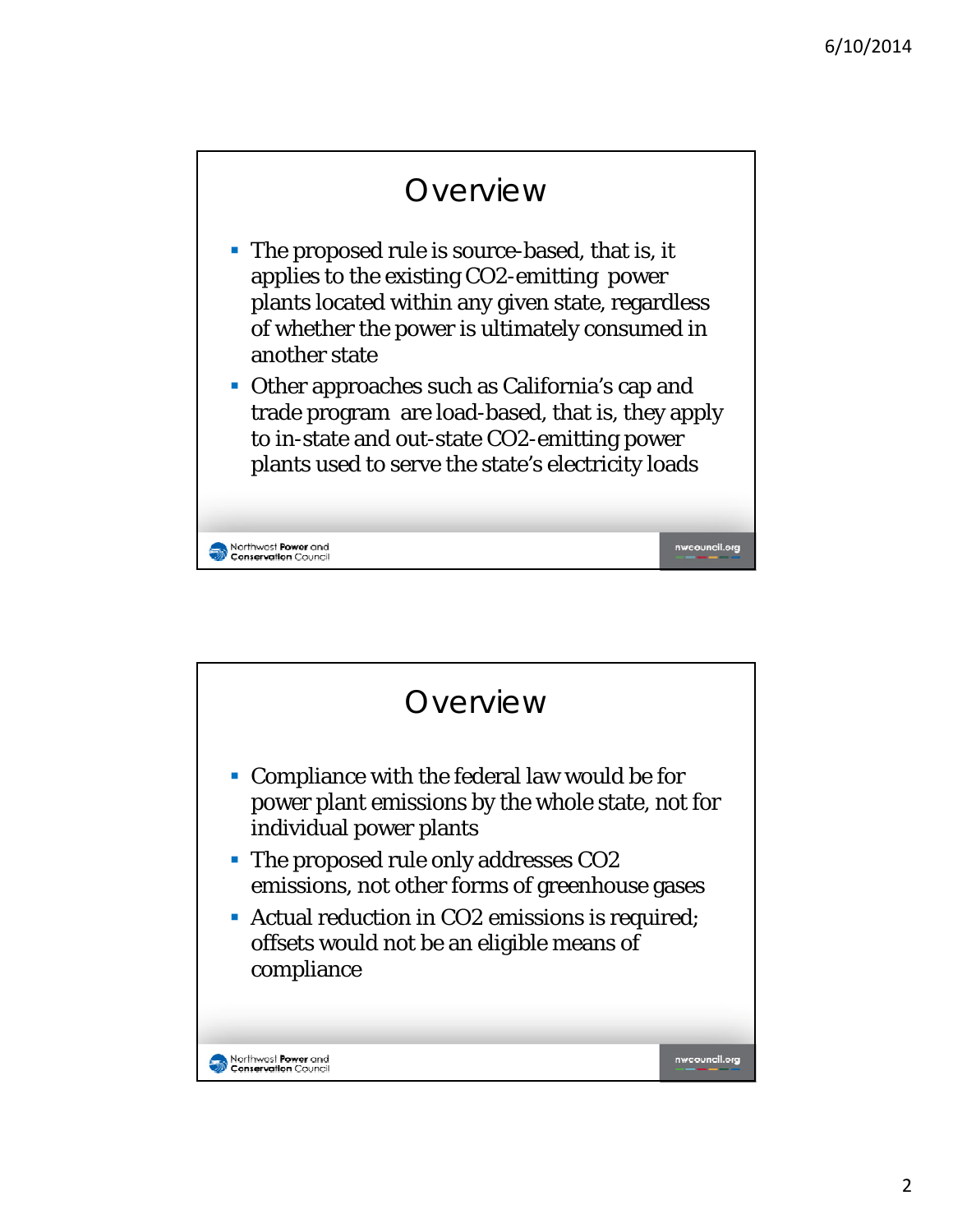## Overview

- The proposed rule is source-based, that is, it applies to the existing $CO_2$-emitting power plants located within any given state, regardless of whether the power is ultimately consumed in another state
- Other approaches such as California's cap and trade program are load-based, that is, they apply to in-state and out-state $CO_2$-emitting power plants used to serve the state's electricity loads

## Overview

- Compliance with the federal law would be for power plant emissions by the whole state, not for individual power plants
- The proposed rule only addresses $CO_2$ emissions, not other forms of greenhouse gases
- Actual reduction in $CO_2$ emissions is required; offsets would not be an eligible means of compliance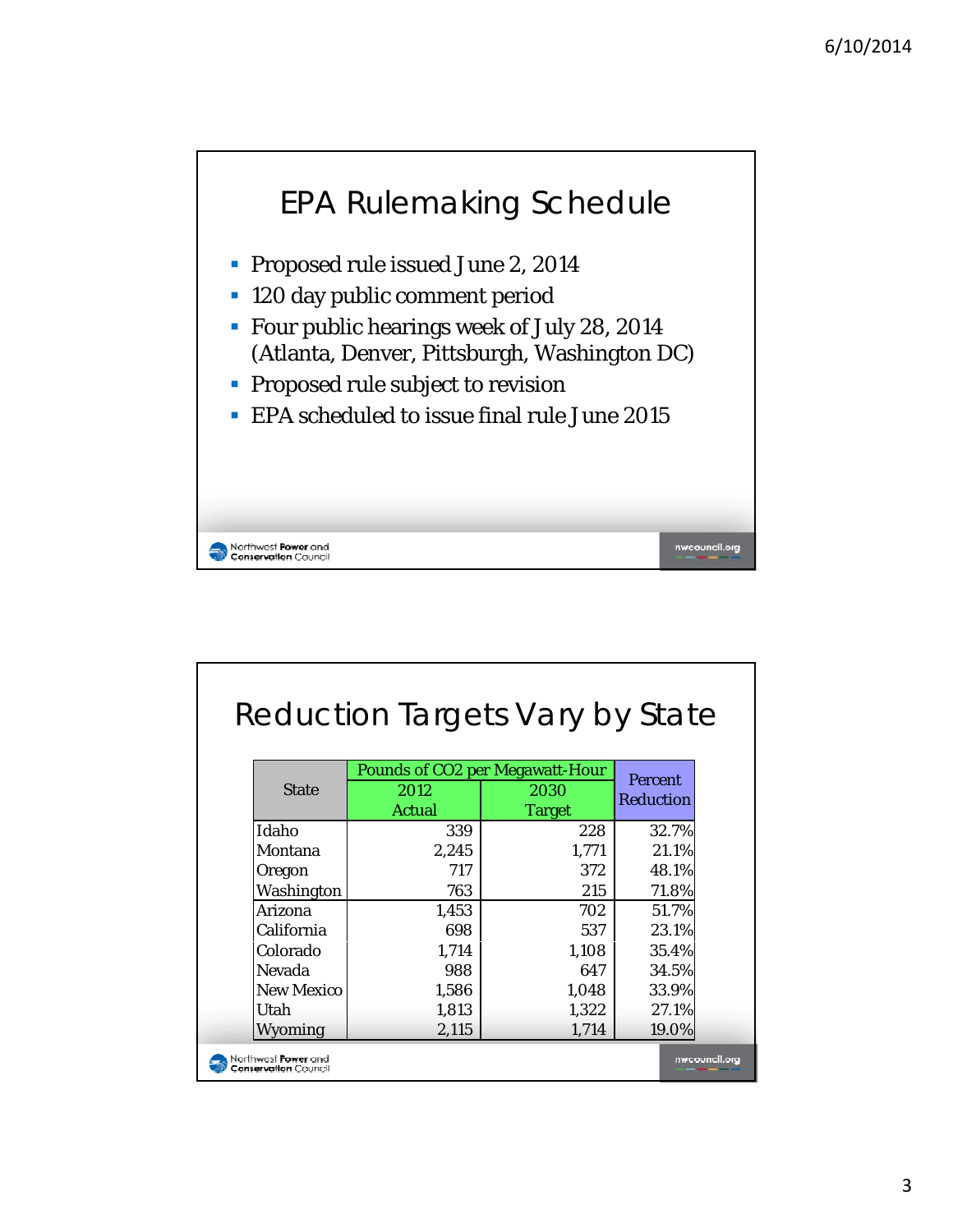## EPA Rulemaking Schedule

- Proposed rule issued June 2, 2014
- 120 day public comment period
- Four public hearings week of July 28, 2014 (Atlanta, Denver, Pittsburgh, Washington DC)
- Proposed rule subject to revision
- EPA scheduled to issue final rule June 2015

## Reduction Targets Vary by State

| State | Pounds of CO2 per Megawatt-Hour | | Percent Reduction |
|---|---|---|---|
| | 2012 Actual | 2030 Target | |
| Idaho | 339 | 228 | 32.7% |
| Montana | 2,245 | 1,771 | 21.1% |
| Oregon | 717 | 372 | 48.1% |
| Washington | 763 | 215 | 71.8% |
| Arizona | 1,453 | 702 | 51.7% |
| California | 698 | 537 | 23.1% |
| Colorado | 1,714 | 1,108 | 35.4% |
| Nevada | 988 | 647 | 34.5% |
| New Mexico | 1,586 | 1,048 | 33.9% |
| Utah | 1,813 | 1,322 | 27.1% |
| Wyoming | 2,115 | 1,714 | 19.0% |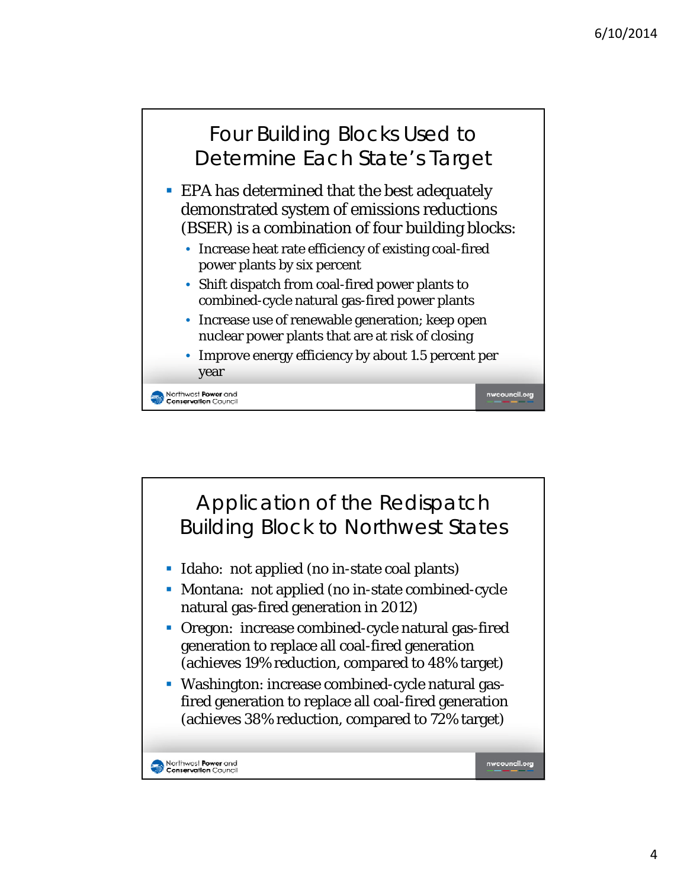## Four Building Blocks Used to Determine Each State's Target

- EPA has determined that the best adequately demonstrated system of emissions reductions (BSER) is a combination of four building blocks:
  - Increase heat rate efficiency of existing coal-fired power plants by six percent
  - Shift dispatch from coal-fired power plants to combined-cycle natural gas-fired power plants
  - Increase use of renewable generation; keep open nuclear power plants that are at risk of closing
  - Improve energy efficiency by about 1.5 percent per year

## Application of the Redispatch Building Block to Northwest States

- Idaho: not applied (no in-state coal plants)
- Montana: not applied (no in-state combined-cycle natural gas-fired generation in 2012)
- Oregon: increase combined-cycle natural gas-fired generation to replace all coal-fired generation (achieves 19% reduction, compared to 48% target)
- Washington: increase combined-cycle natural gas-fired generation to replace all coal-fired generation (achieves 38% reduction, compared to 72% target)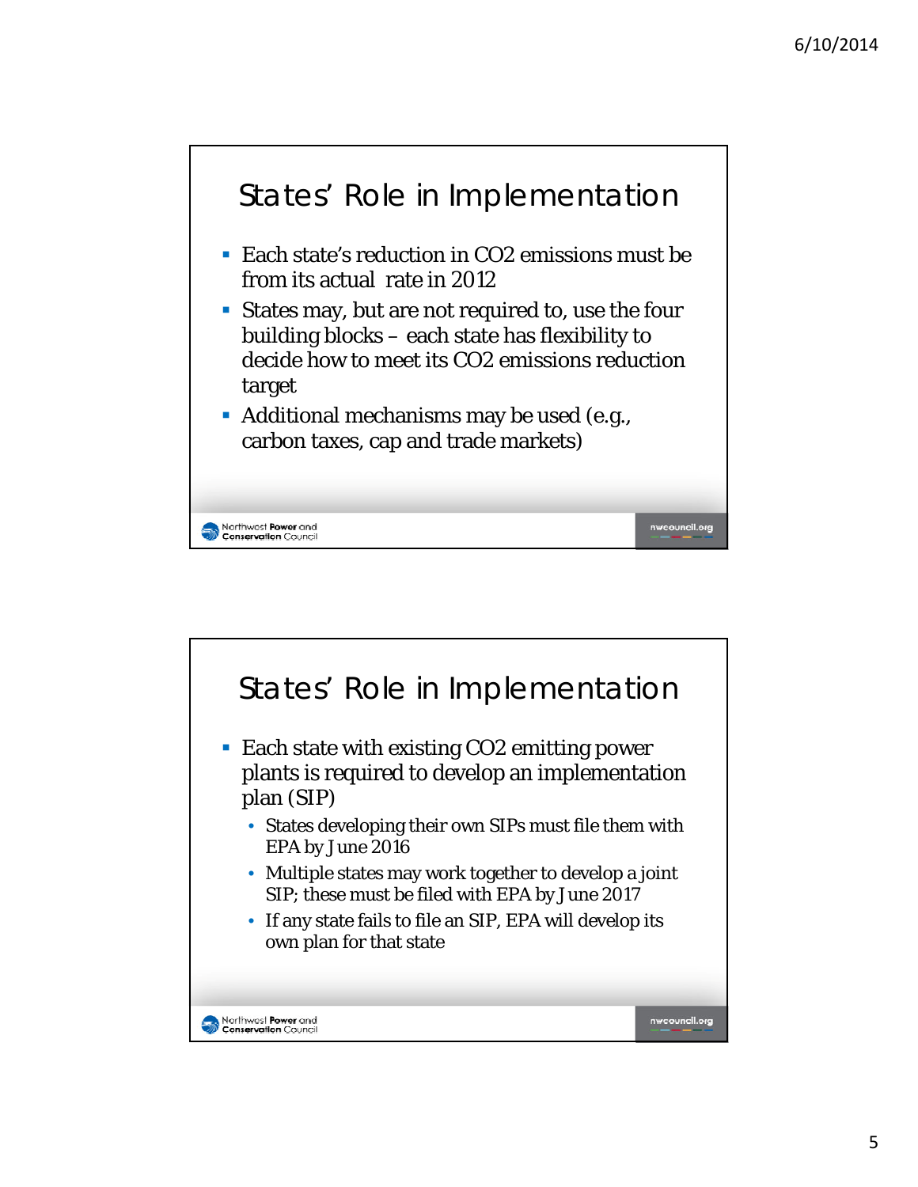## States' Role in Implementation

- Each state's reduction in $CO_2$ emissions must be from its actual rate in 2012
- States may, but are not required to, use the four building blocks – each state has flexibility to decide how to meet its $CO_2$ emissions reduction target
- Additional mechanisms may be used (e.g., carbon taxes, cap and trade markets)

## States' Role in Implementation

- Each state with existing $CO_2$ emitting power plants is required to develop an implementation plan (SIP)
  - States developing their own SIPs must file them with EPA by June 2016
  - Multiple states may work together to develop a joint SIP; these must be filed with EPA by June 2017
  - If any state fails to file an SIP, EPA will develop its own plan for that state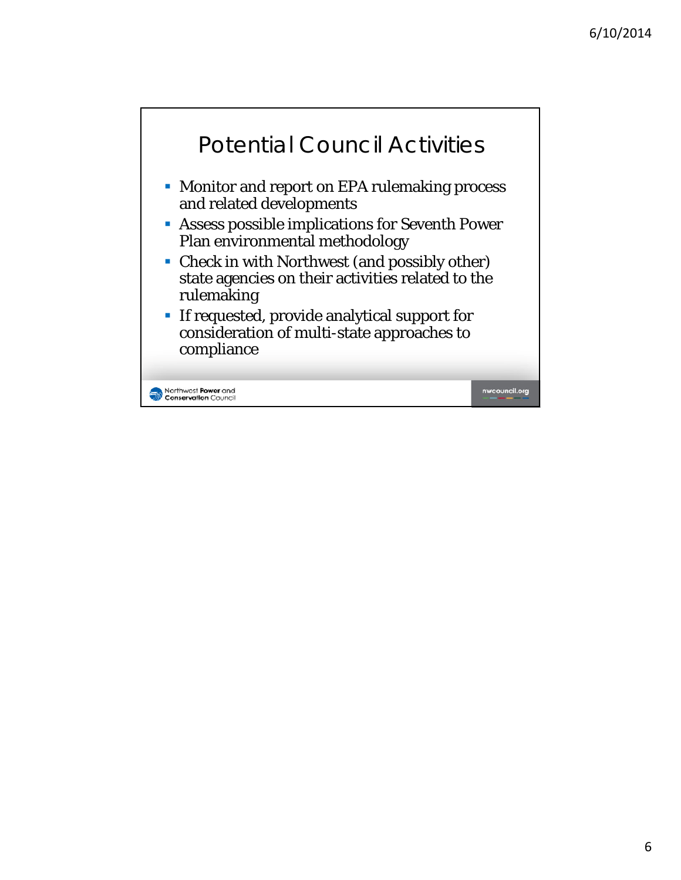# Potential Council Activities

- Monitor and report on EPA rulemaking process and related developments
- Assess possible implications for Seventh Power Plan environmental methodology
- Check in with Northwest (and possibly other) state agencies on their activities related to the rulemaking
- If requested, provide analytical support for consideration of multi-state approaches to compliance